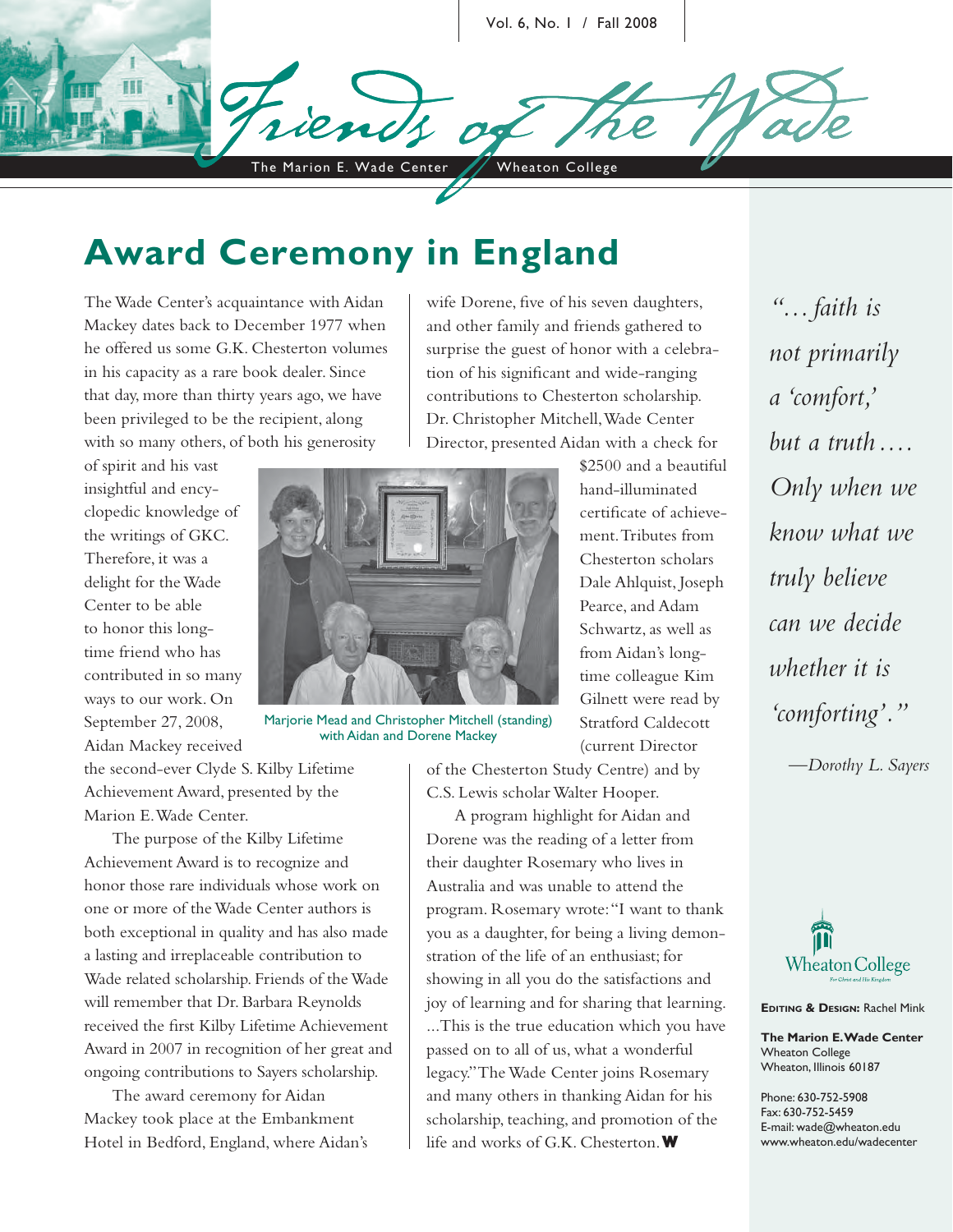# Friends of the Wade

The Marion E. Wade Center | Wheaton College

## Award Ceremony in England

The Wade Center's acquaintance with Aidan Mackey dates back to December 1977 when he offered us some G.K. Chesterton volumes in his capacity as a rare book dealer. Since that day, more than thirty years ago, we have been privileged to be the recipient, along with so many others, of both his generosity of spirit and his vast insightful and encyclopedic knowledge of the writings of GKC. Therefore, it was a delight for the Wade Center to be able to honor this long-time friend who has contributed in so many ways to our work. On September 27, 2008, Aidan Mackey received the second-ever Clyde S. Kilby Lifetime Achievement Award, presented by the Marion E. Wade Center.

Marjorie Mead and Christopher Mitchell (standing) with Aidan and Dorene Mackey

The purpose of the Kilby Lifetime Achievement Award is to recognize and honor those rare individuals whose work on one or more of the Wade Center authors is both exceptional in quality and has also made a lasting and irreplaceable contribution to Wade related scholarship. Friends of the Wade will remember that Dr. Barbara Reynolds received the first Kilby Lifetime Achievement Award in 2007 in recognition of her great and ongoing contributions to Sayers scholarship.

The award ceremony for Aidan Mackey took place at the Embankment Hotel in Bedford, England, where Aidan's wife Dorene, five of his seven daughters, and other family and friends gathered to surprise the guest of honor with a celebration of his significant and wide-ranging contributions to Chesterton scholarship. Dr. Christopher Mitchell, Wade Center Director, presented Aidan with a check for $2500 and a beautiful hand-illuminated certificate of achievement. Tributes from Chesterton scholars Dale Ahlquist, Joseph Pearce, and Adam Schwartz, as well as from Aidan's long-time colleague Kim Gilnett were read by Stratford Caldecott (current Director of the Chesterton Study Centre) and by C.S. Lewis scholar Walter Hooper.

A program highlight for Aidan and Dorene was the reading of a letter from their daughter Rosemary who lives in Australia and was unable to attend the program. Rosemary wrote: "I want to thank you as a daughter, for being a living demonstration of the life of an enthusiast; for showing in all you do the satisfactions and joy of learning and for sharing that learning. ...This is the true education which you have passed on to all of us, what a wonderful legacy." The Wade Center joins Rosemary and many others in thanking Aidan for his scholarship, teaching, and promotion of the life and works of G.K. Chesterton.

*"…faith is not primarily a 'comfort,' but a truth…. Only when we know what we truly believe can we decide whether it is 'comforting'."*

*—Dorothy L. Sayers*

Wheaton College

**Editing & Design:** Rachel Mink

**The Marion E. Wade Center**
Wheaton College
Wheaton, Illinois 60187

Phone: 630-752-5908
Fax: 630-752-5459
E-mail: wade@wheaton.edu
www.wheaton.edu/wadecenter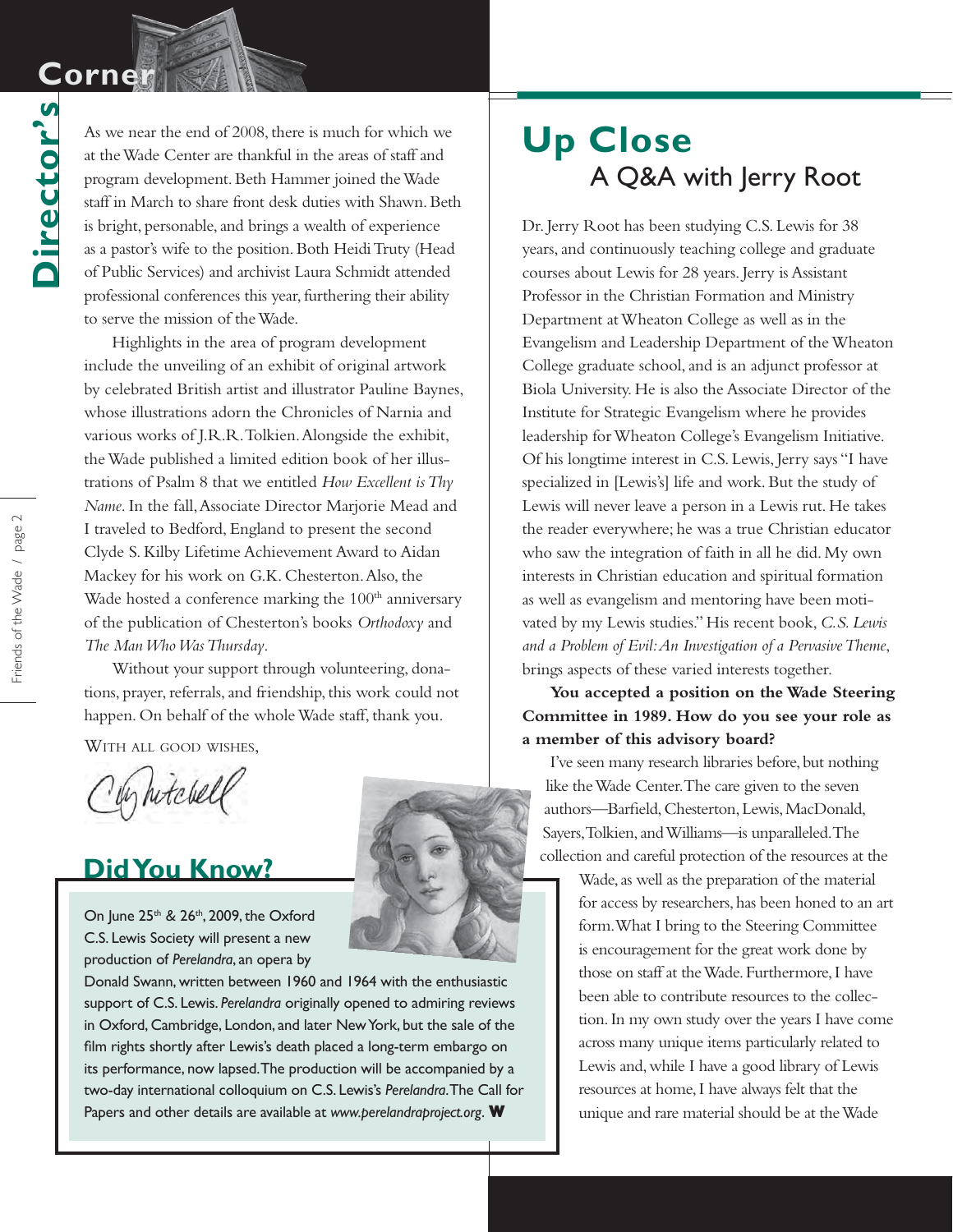# Director's Corner

As we near the end of 2008, there is much for which we at the Wade Center are thankful in the areas of staff and program development. Beth Hammer joined the Wade staff in March to share front desk duties with Shawn. Beth is bright, personable, and brings a wealth of experience as a pastor's wife to the position. Both Heidi Truty (Head of Public Services) and archivist Laura Schmidt attended professional conferences this year, furthering their ability to serve the mission of the Wade.

Highlights in the area of program development include the unveiling of an exhibit of original artwork by celebrated British artist and illustrator Pauline Baynes, whose illustrations adorn the Chronicles of Narnia and various works of J.R.R. Tolkien. Alongside the exhibit, the Wade published a limited edition book of her illustrations of Psalm 8 that we entitled *How Excellent is Thy Name*. In the fall, Associate Director Marjorie Mead and I traveled to Bedford, England to present the second Clyde S. Kilby Lifetime Achievement Award to Aidan Mackey for his work on G.K. Chesterton. Also, the Wade hosted a conference marking the 100th anniversary of the publication of Chesterton's books *Orthodoxy* and *The Man Who Was Thursday*.

Without your support through volunteering, donations, prayer, referrals, and friendship, this work could not happen. On behalf of the whole Wade staff, thank you.

WITH ALL GOOD WISHES,

C. Mitchell

## Did You Know?

On June 25th & 26th, 2009, the Oxford C.S. Lewis Society will present a new production of *Perelandra*, an opera by Donald Swann, written between 1960 and 1964 with the enthusiastic support of C.S. Lewis. *Perelandra* originally opened to admiring reviews in Oxford, Cambridge, London, and later New York, but the sale of the film rights shortly after Lewis's death placed a long-term embargo on its performance, now lapsed. The production will be accompanied by a two-day international colloquium on C.S. Lewis's *Perelandra*. The Call for Papers and other details are available at *www.perelandraproject.org*. **W**

# Up Close

## A Q&A with Jerry Root

Dr. Jerry Root has been studying C.S. Lewis for 38 years, and continuously teaching college and graduate courses about Lewis for 28 years. Jerry is Assistant Professor in the Christian Formation and Ministry Department at Wheaton College as well as in the Evangelism and Leadership Department of the Wheaton College graduate school, and is an adjunct professor at Biola University. He is also the Associate Director of the Institute for Strategic Evangelism where he provides leadership for Wheaton College's Evangelism Initiative. Of his longtime interest in C.S. Lewis, Jerry says "I have specialized in [Lewis's] life and work. But the study of Lewis will never leave a person in a Lewis rut. He takes the reader everywhere; he was a true Christian educator who saw the integration of faith in all he did. My own interests in Christian education and spiritual formation as well as evangelism and mentoring have been motivated by my Lewis studies." His recent book, *C.S. Lewis and a Problem of Evil: An Investigation of a Pervasive Theme*, brings aspects of these varied interests together.

**You accepted a position on the Wade Steering Committee in 1989. How do you see your role as a member of this advisory board?**

I've seen many research libraries before, but nothing like the Wade Center. The care given to the seven authors—Barfield, Chesterton, Lewis, MacDonald, Sayers, Tolkien, and Williams—is unparalleled. The collection and careful protection of the resources at the Wade, as well as the preparation of the material for access by researchers, has been honed to an art form. What I bring to the Steering Committee is encouragement for the great work done by those on staff at the Wade. Furthermore, I have been able to contribute resources to the collection. In my own study over the years I have come across many unique items particularly related to Lewis and, while I have a good library of Lewis resources at home, I have always felt that the unique and rare material should be at the Wade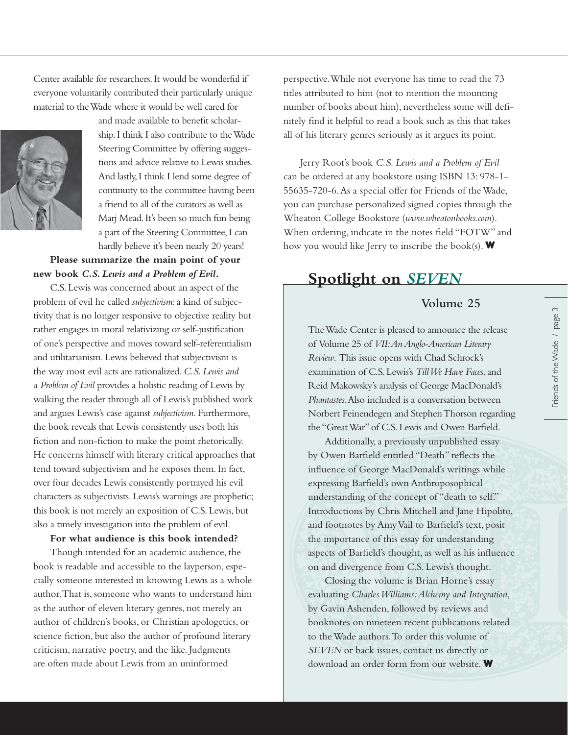Center available for researchers. It would be wonderful if everyone voluntarily contributed their particularly unique material to the Wade where it would be well cared for and made available to benefit scholarship. I think I also contribute to the Wade Steering Committee by offering suggestions and advice relative to Lewis studies. And lastly, I think I lend some degree of continuity to the committee having been a friend to all of the curators as well as Marj Mead. It's been so much fun being a part of the Steering Committee, I can hardly believe it's been nearly 20 years!

**Please summarize the main point of your new book *C.S. Lewis and a Problem of Evil*.**

C.S. Lewis was concerned about an aspect of the problem of evil he called *subjectivism*: a kind of subjectivity that is no longer responsive to objective reality but rather engages in moral relativizing or self-justification of one's perspective and moves toward self-referentialism and utilitarianism. Lewis believed that subjectivism is the way most evil acts are rationalized. *C.S. Lewis and a Problem of Evil* provides a holistic reading of Lewis by walking the reader through all of Lewis's published work and argues Lewis's case against *subjectivism*. Furthermore, the book reveals that Lewis consistently uses both his fiction and non-fiction to make the point rhetorically. He concerns himself with literary critical approaches that tend toward subjectivism and he exposes them. In fact, over four decades Lewis consistently portrayed his evil characters as subjectivists. Lewis's warnings are prophetic; this book is not merely an exposition of C.S. Lewis, but also a timely investigation into the problem of evil.

**For what audience is this book intended?**

Though intended for an academic audience, the book is readable and accessible to the layperson, especially someone interested in knowing Lewis as a whole author. That is, someone who wants to understand him as the author of eleven literary genres, not merely an author of children's books, or Christian apologetics, or science fiction, but also the author of profound literary criticism, narrative poetry, and the like. Judgments are often made about Lewis from an uninformed perspective. While not everyone has time to read the 73 titles attributed to him (not to mention the mounting number of books about him), nevertheless some will definitely find it helpful to read a book such as this that takes all of his literary genres seriously as it argues its point.

Jerry Root's book *C.S. Lewis and a Problem of Evil* can be ordered at any bookstore using ISBN 13: 978-1-55635-720-6. As a special offer for Friends of the Wade, you can purchase personalized signed copies through the Wheaton College Bookstore (*www.wheatonbooks.com*). When ordering, indicate in the notes field "FOTW" and how you would like Jerry to inscribe the book(s). **W**

## Spotlight on *SEVEN*

### Volume 25

The Wade Center is pleased to announce the release of Volume 25 of *VII: An Anglo-American Literary Review*. This issue opens with Chad Schrock's examination of C.S. Lewis's *Till We Have Faces*, and Reid Makowsky's analysis of George MacDonald's *Phantastes*. Also included is a conversation between Norbert Feinendegen and Stephen Thorson regarding the "Great War" of C.S. Lewis and Owen Barfield.

Additionally, a previously unpublished essay by Owen Barfield entitled "Death" reflects the influence of George MacDonald's writings while expressing Barfield's own Anthroposophical understanding of the concept of "death to self." Introductions by Chris Mitchell and Jane Hipolito, and footnotes by Amy Vail to Barfield's text, posit the importance of this essay for understanding aspects of Barfield's thought, as well as his influence on and divergence from C.S. Lewis's thought.

Closing the volume is Brian Horne's essay evaluating *Charles Williams: Alchemy and Integration*, by Gavin Ashenden, followed by reviews and booknotes on nineteen recent publications related to the Wade authors. To order this volume of *SEVEN* or back issues, contact us directly or download an order form from our website. **W**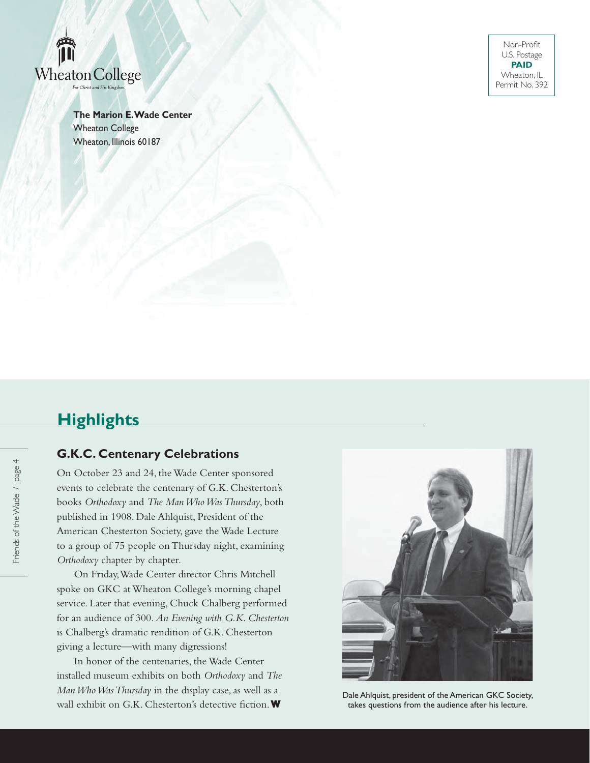Wheaton College

For Christ and His Kingdom

**The Marion E. Wade Center**
Wheaton College
Wheaton, Illinois 60187

Non-Profit
U.S. Postage
**PAID**
Wheaton, IL
Permit No. 392

## Highlights

### G.K.C. Centenary Celebrations

On October 23 and 24, the Wade Center sponsored events to celebrate the centenary of G.K. Chesterton's books *Orthodoxy* and *The Man Who Was Thursday*, both published in 1908. Dale Ahlquist, President of the American Chesterton Society, gave the Wade Lecture to a group of 75 people on Thursday night, examining *Orthodoxy* chapter by chapter.

On Friday, Wade Center director Chris Mitchell spoke on GKC at Wheaton College's morning chapel service. Later that evening, Chuck Chalberg performed for an audience of 300. *An Evening with G.K. Chesterton* is Chalberg's dramatic rendition of G.K. Chesterton giving a lecture—with many digressions!

In honor of the centenaries, the Wade Center installed museum exhibits on both *Orthodoxy* and *The Man Who Was Thursday* in the display case, as well as a wall exhibit on G.K. Chesterton's detective fiction. **W**

Dale Ahlquist, president of the American GKC Society, takes questions from the audience after his lecture.